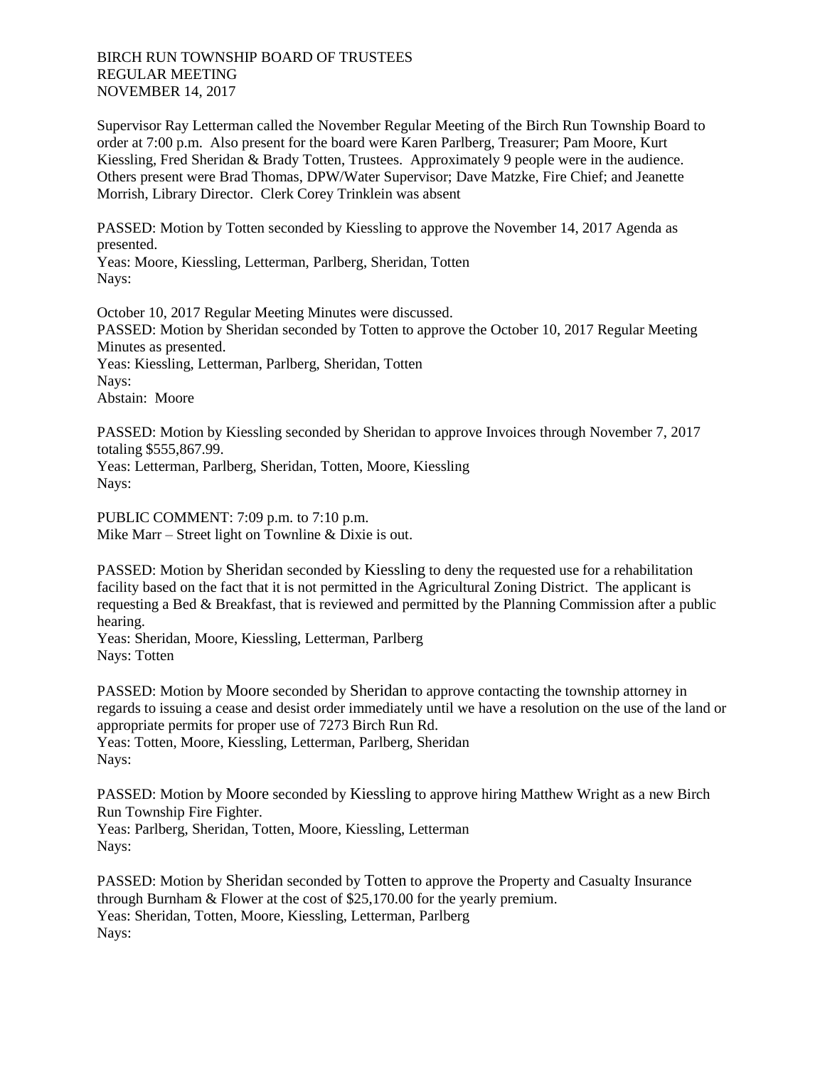BIRCH RUN TOWNSHIP BOARD OF TRUSTEES
REGULAR MEETING
NOVEMBER 14, 2017

Supervisor Ray Letterman called the November Regular Meeting of the Birch Run Township Board to order at 7:00 p.m. Also present for the board were Karen Parlberg, Treasurer; Pam Moore, Kurt Kiessling, Fred Sheridan & Brady Totten, Trustees. Approximately 9 people were in the audience. Others present were Brad Thomas, DPW/Water Supervisor; Dave Matzke, Fire Chief; and Jeanette Morrish, Library Director. Clerk Corey Trinklein was absent

PASSED: Motion by Totten seconded by Kiessling to approve the November 14, 2017 Agenda as presented.
Yeas: Moore, Kiessling, Letterman, Parlberg, Sheridan, Totten
Nays:

October 10, 2017 Regular Meeting Minutes were discussed.
PASSED: Motion by Sheridan seconded by Totten to approve the October 10, 2017 Regular Meeting Minutes as presented.
Yeas: Kiessling, Letterman, Parlberg, Sheridan, Totten
Nays:
Abstain: Moore

PASSED: Motion by Kiessling seconded by Sheridan to approve Invoices through November 7, 2017 totaling $555,867.99.
Yeas: Letterman, Parlberg, Sheridan, Totten, Moore, Kiessling
Nays:

PUBLIC COMMENT: 7:09 p.m. to 7:10 p.m.
Mike Marr – Street light on Townline & Dixie is out.

PASSED: Motion by Sheridan seconded by Kiessling to deny the requested use for a rehabilitation facility based on the fact that it is not permitted in the Agricultural Zoning District. The applicant is requesting a Bed & Breakfast, that is reviewed and permitted by the Planning Commission after a public hearing.
Yeas: Sheridan, Moore, Kiessling, Letterman, Parlberg
Nays: Totten

PASSED: Motion by Moore seconded by Sheridan to approve contacting the township attorney in regards to issuing a cease and desist order immediately until we have a resolution on the use of the land or appropriate permits for proper use of 7273 Birch Run Rd.
Yeas: Totten, Moore, Kiessling, Letterman, Parlberg, Sheridan
Nays:

PASSED: Motion by Moore seconded by Kiessling to approve hiring Matthew Wright as a new Birch Run Township Fire Fighter.
Yeas: Parlberg, Sheridan, Totten, Moore, Kiessling, Letterman
Nays:

PASSED: Motion by Sheridan seconded by Totten to approve the Property and Casualty Insurance through Burnham & Flower at the cost of $25,170.00 for the yearly premium.
Yeas: Sheridan, Totten, Moore, Kiessling, Letterman, Parlberg
Nays: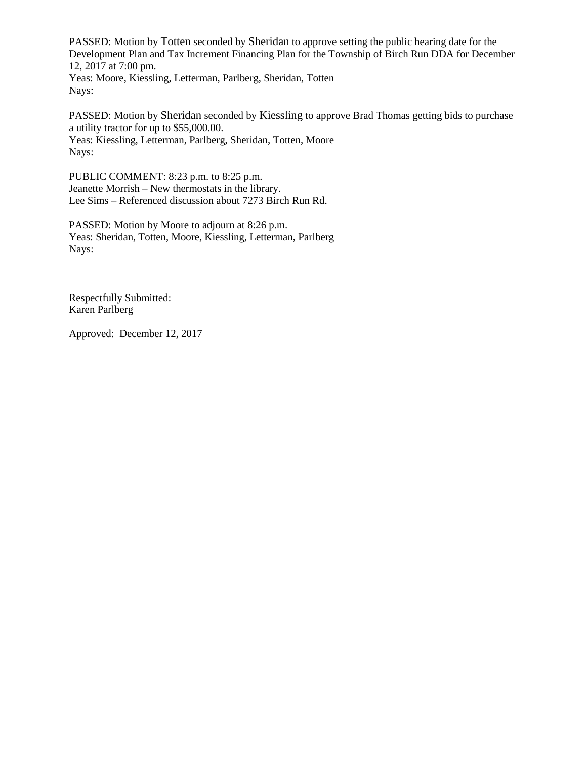PASSED: Motion by Totten seconded by Sheridan to approve setting the public hearing date for the Development Plan and Tax Increment Financing Plan for the Township of Birch Run DDA for December 12, 2017 at 7:00 pm.
Yeas: Moore, Kiessling, Letterman, Parlberg, Sheridan, Totten
Nays:

PASSED: Motion by Sheridan seconded by Kiessling to approve Brad Thomas getting bids to purchase a utility tractor for up to $55,000.00.
Yeas: Kiessling, Letterman, Parlberg, Sheridan, Totten, Moore
Nays:

PUBLIC COMMENT: 8:23 p.m. to 8:25 p.m.
Jeanette Morrish – New thermostats in the library.
Lee Sims – Referenced discussion about 7273 Birch Run Rd.

PASSED: Motion by Moore to adjourn at 8:26 p.m.
Yeas: Sheridan, Totten, Moore, Kiessling, Letterman, Parlberg
Nays:

\_\_\_\_\_\_\_\_\_\_\_\_\_\_\_\_\_\_\_\_\_\_\_\_\_\_\_\_\_\_\_\_\_\_\_\_

Respectfully Submitted:
Karen Parlberg

Approved: December 12, 2017